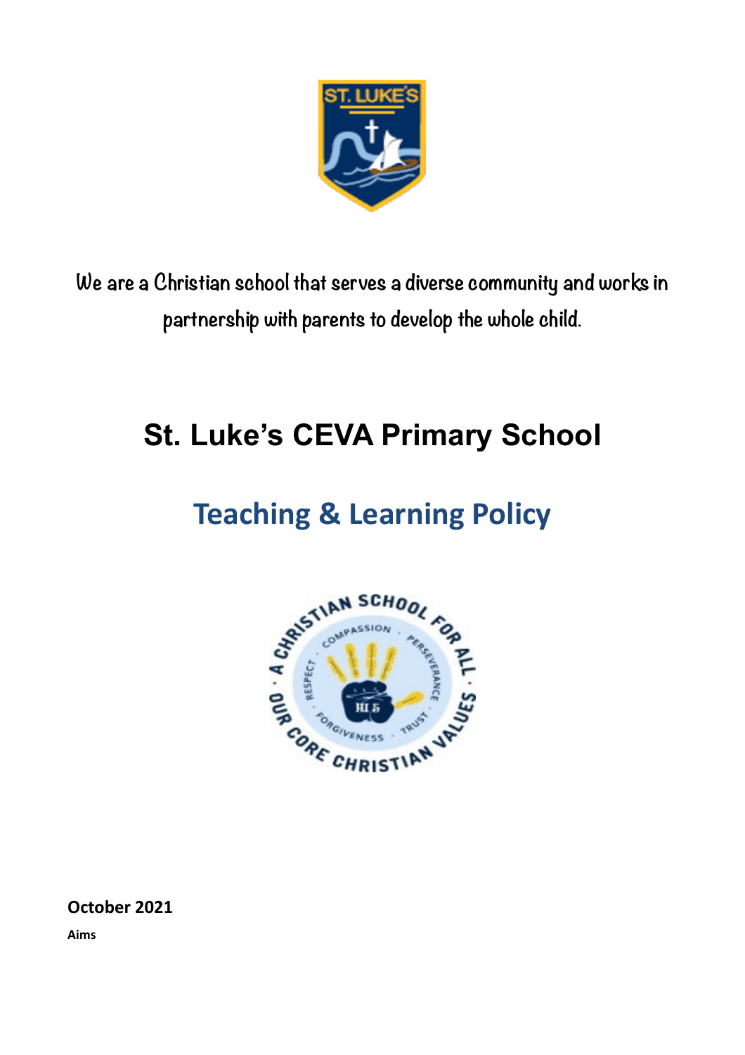We are a Christian school that serves a diverse community and works in partnership with parents to develop the whole child.

# St. Luke's CEVA Primary School

## Teaching & Learning Policy

**October 2021**

**Aims**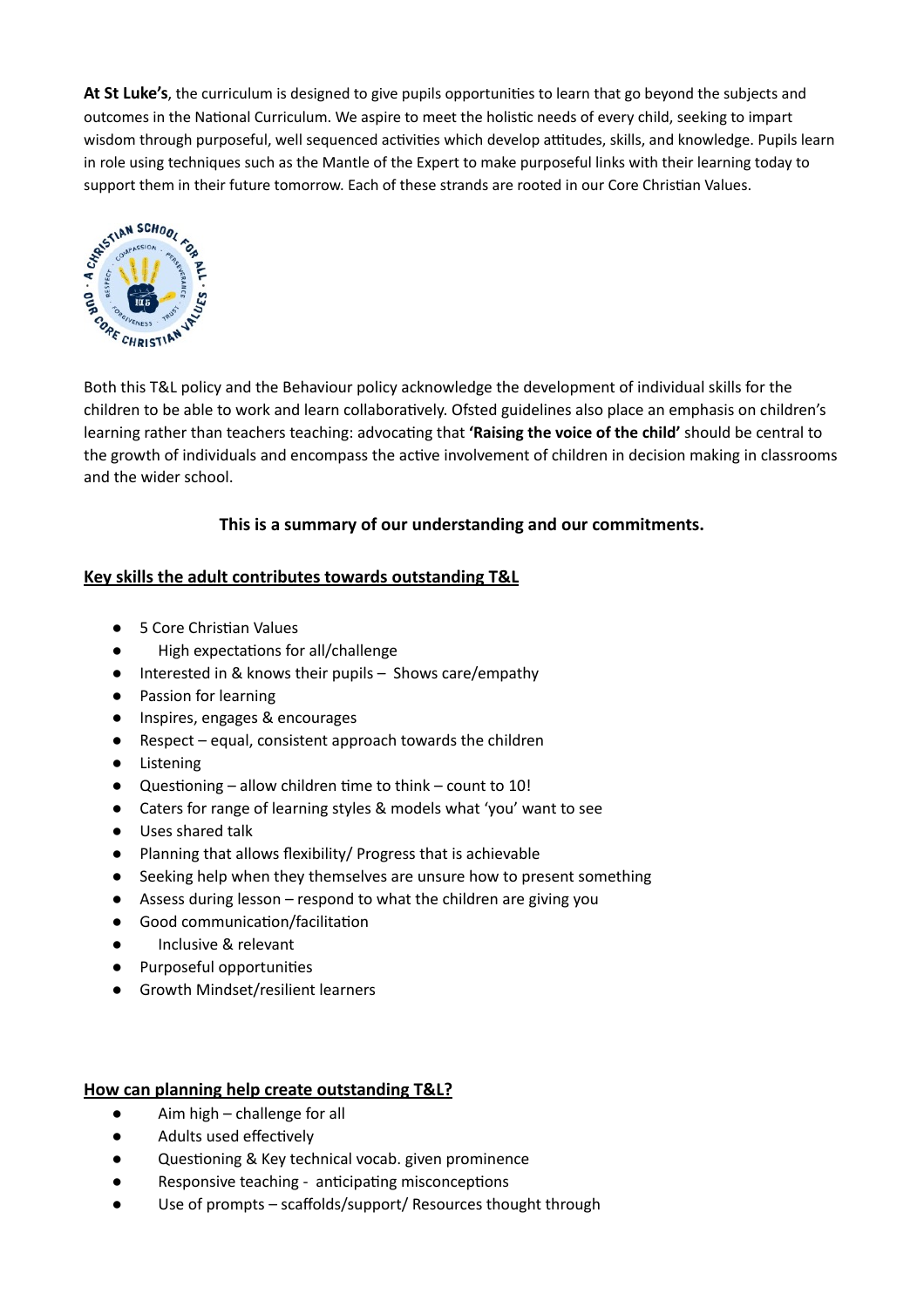**At St Luke's**, the curriculum is designed to give pupils opportunities to learn that go beyond the subjects and outcomes in the National Curriculum. We aspire to meet the holistic needs of every child, seeking to impart wisdom through purposeful, well sequenced activities which develop attitudes, skills, and knowledge. Pupils learn in role using techniques such as the Mantle of the Expert to make purposeful links with their learning today to support them in their future tomorrow. Each of these strands are rooted in our Core Christian Values.

Both this T&L policy and the Behaviour policy acknowledge the development of individual skills for the children to be able to work and learn collaboratively. Ofsted guidelines also place an emphasis on children's learning rather than teachers teaching: advocating that **'Raising the voice of the child'** should be central to the growth of individuals and encompass the active involvement of children in decision making in classrooms and the wider school.

**This is a summary of our understanding and our commitments.**

## Key skills the adult contributes towards outstanding T&L

- 5 Core Christian Values
- High expectations for all/challenge
- Interested in & knows their pupils – Shows care/empathy
- Passion for learning
- Inspires, engages & encourages
- Respect – equal, consistent approach towards the children
- Listening
- Questioning – allow children time to think – count to 10!
- Caters for range of learning styles & models what 'you' want to see
- Uses shared talk
- Planning that allows flexibility/ Progress that is achievable
- Seeking help when they themselves are unsure how to present something
- Assess during lesson – respond to what the children are giving you
- Good communication/facilitation
- Inclusive & relevant
- Purposeful opportunities
- Growth Mindset/resilient learners

## How can planning help create outstanding T&L?

- Aim high – challenge for all
- Adults used effectively
- Questioning & Key technical vocab. given prominence
- Responsive teaching - anticipating misconceptions
- Use of prompts – scaffolds/support/ Resources thought through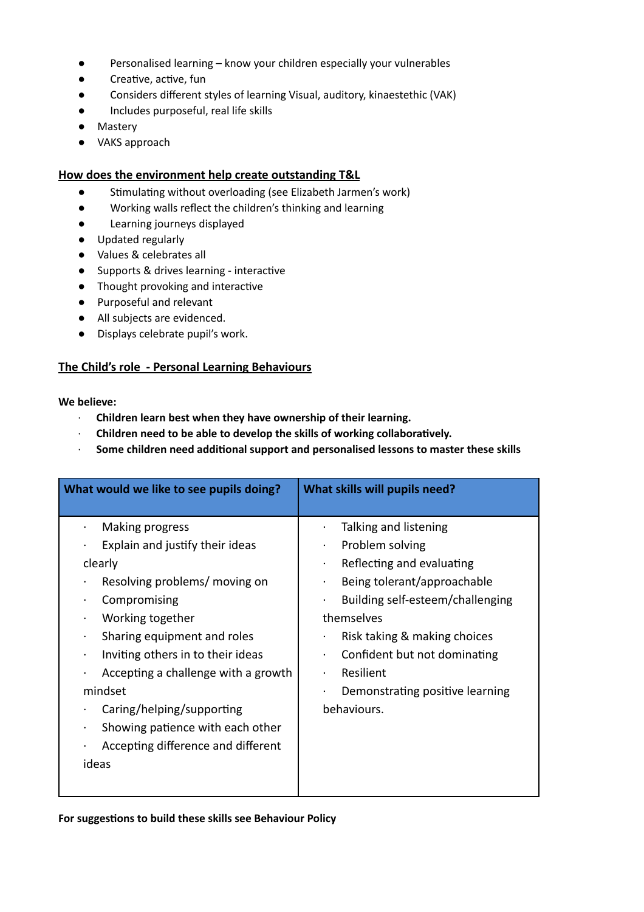- Personalised learning – know your children especially your vulnerables
- Creative, active, fun
- Considers different styles of learning Visual, auditory, kinaestethic (VAK)
- Includes purposeful, real life skills
- Mastery
- VAKS approach

## How does the environment help create outstanding T&L

- Stimulating without overloading (see Elizabeth Jarmen's work)
- Working walls reflect the children's thinking and learning
- Learning journeys displayed
- Updated regularly
- Values & celebrates all
- Supports & drives learning - interactive
- Thought provoking and interactive
- Purposeful and relevant
- All subjects are evidenced.
- Displays celebrate pupil's work.

## The Child's role - Personal Learning Behaviours

**We believe:**

- **Children learn best when they have ownership of their learning.**
- **Children need to be able to develop the skills of working collaboratively.**
- **Some children need additional support and personalised lessons to master these skills**

| What would we like to see pupils doing? | What skills will pupils need? |
|---|---|
| · Making progress<br>· Explain and justify their ideas clearly<br>· Resolving problems/ moving on<br>· Compromising<br>· Working together<br>· Sharing equipment and roles<br>· Inviting others in to their ideas<br>· Accepting a challenge with a growth mindset<br>· Caring/helping/supporting<br>· Showing patience with each other<br>· Accepting difference and different ideas | · Talking and listening<br>· Problem solving<br>· Reflecting and evaluating<br>· Being tolerant/approachable<br>· Building self-esteem/challenging themselves<br>· Risk taking & making choices<br>· Confident but not dominating<br>· Resilient<br>· Demonstrating positive learning behaviours. |

**For suggestions to build these skills see Behaviour Policy**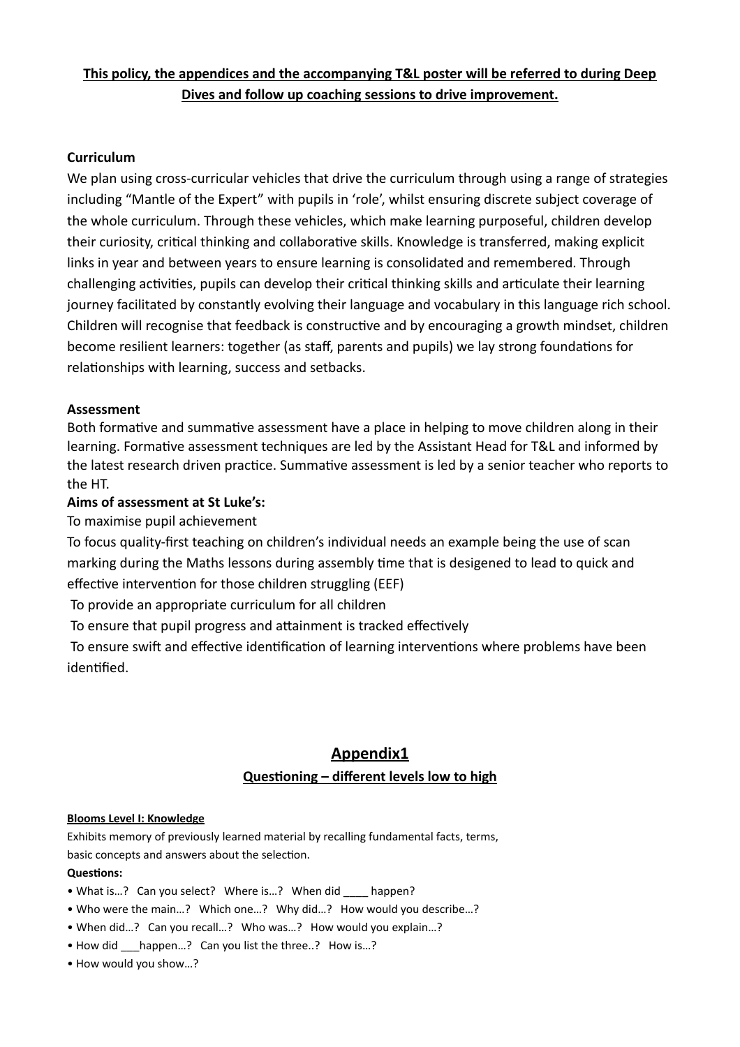**<u>This policy, the appendices and the accompanying T&L poster will be referred to during Deep Dives and follow up coaching sessions to drive improvement.</u>**

**Curriculum**

We plan using cross-curricular vehicles that drive the curriculum through using a range of strategies including "Mantle of the Expert" with pupils in 'role', whilst ensuring discrete subject coverage of the whole curriculum. Through these vehicles, which make learning purposeful, children develop their curiosity, critical thinking and collaborative skills. Knowledge is transferred, making explicit links in year and between years to ensure learning is consolidated and remembered. Through challenging activities, pupils can develop their critical thinking skills and articulate their learning journey facilitated by constantly evolving their language and vocabulary in this language rich school. Children will recognise that feedback is constructive and by encouraging a growth mindset, children become resilient learners: together (as staff, parents and pupils) we lay strong foundations for relationships with learning, success and setbacks.

**Assessment**

Both formative and summative assessment have a place in helping to move children along in their learning. Formative assessment techniques are led by the Assistant Head for T&L and informed by the latest research driven practice. Summative assessment is led by a senior teacher who reports to the HT.

**Aims of assessment at St Luke's:**

To maximise pupil achievement

To focus quality-first teaching on children's individual needs an example being the use of scan marking during the Maths lessons during assembly time that is desigened to lead to quick and effective intervention for those children struggling (EEF)

To provide an appropriate curriculum for all children

To ensure that pupil progress and attainment is tracked effectively

To ensure swift and effective identification of learning interventions where problems have been identified.

## <u>Appendix1</u>

### <u>Questioning – different levels low to high</u>

**<u>Blooms Level I: Knowledge</u>**

Exhibits memory of previously learned material by recalling fundamental facts, terms, basic concepts and answers about the selection.

**Questions:**

- What is…? Can you select? Where is…? When did ____ happen?
- Who were the main…? Which one…? Why did…? How would you describe…?
- When did…? Can you recall…? Who was…? How would you explain…?
- How did ___happen…? Can you list the three..? How is…?
- How would you show…?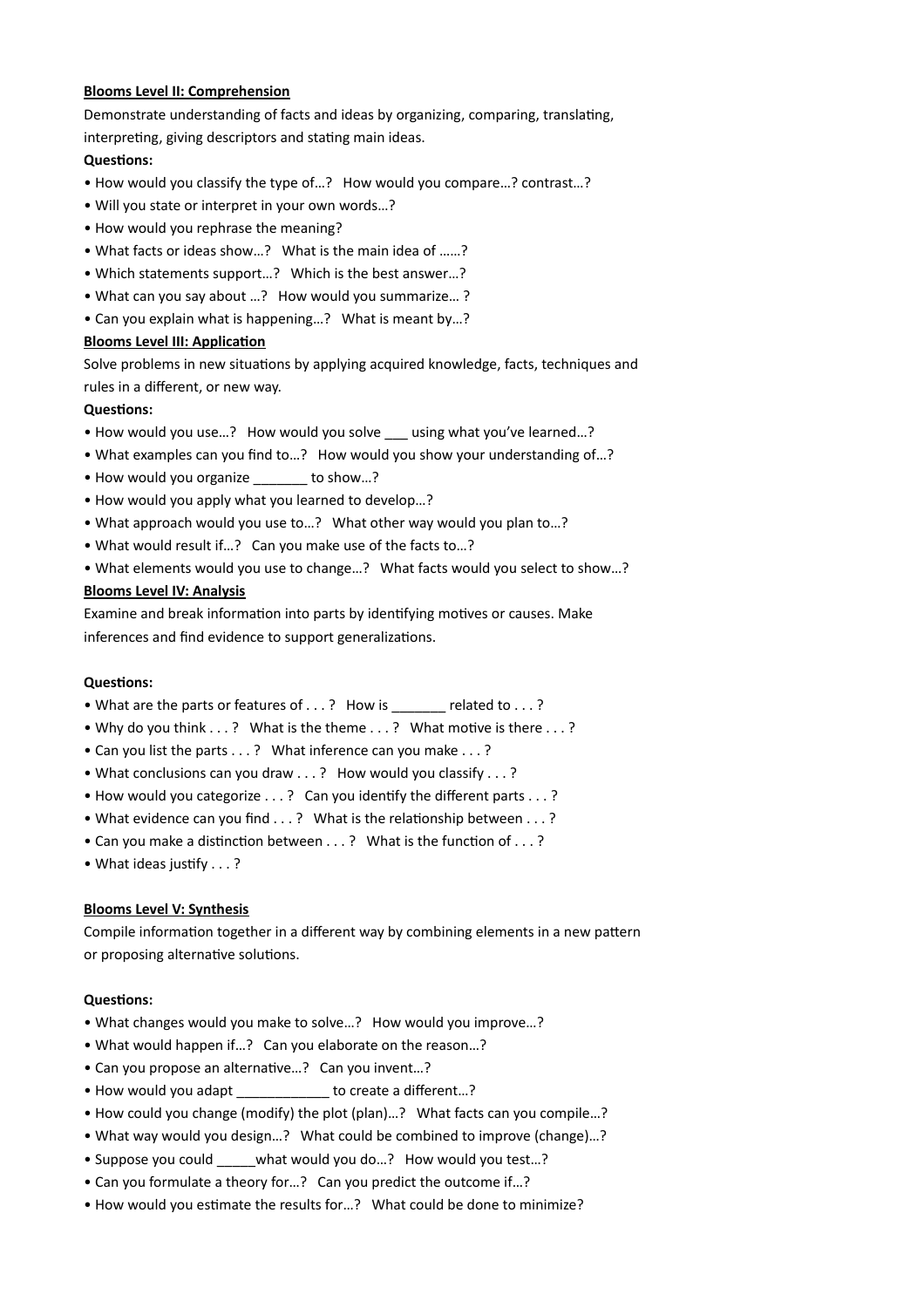**Blooms Level II: Comprehension**

Demonstrate understanding of facts and ideas by organizing, comparing, translating, interpreting, giving descriptors and stating main ideas.

**Questions:**

- How would you classify the type of…? How would you compare…? contrast…?
- Will you state or interpret in your own words…?
- How would you rephrase the meaning?
- What facts or ideas show…? What is the main idea of ……?
- Which statements support…? Which is the best answer…?
- What can you say about …? How would you summarize… ?
- Can you explain what is happening…? What is meant by…?

**Blooms Level III: Application**

Solve problems in new situations by applying acquired knowledge, facts, techniques and rules in a different, or new way.

**Questions:**

- How would you use…? How would you solve ___ using what you've learned…?
- What examples can you find to…? How would you show your understanding of…?
- How would you organize _______ to show…?
- How would you apply what you learned to develop…?
- What approach would you use to…? What other way would you plan to…?
- What would result if…? Can you make use of the facts to…?
- What elements would you use to change…? What facts would you select to show…?

**Blooms Level IV: Analysis**

Examine and break information into parts by identifying motives or causes. Make inferences and find evidence to support generalizations.

**Questions:**

- What are the parts or features of . . . ? How is _______ related to . . . ?
- Why do you think . . . ? What is the theme . . . ? What motive is there . . . ?
- Can you list the parts . . . ? What inference can you make . . . ?
- What conclusions can you draw . . . ? How would you classify . . . ?
- How would you categorize . . . ? Can you identify the different parts . . . ?
- What evidence can you find . . . ? What is the relationship between . . . ?
- Can you make a distinction between . . . ? What is the function of . . . ?
- What ideas justify . . . ?

**Blooms Level V: Synthesis**

Compile information together in a different way by combining elements in a new pattern or proposing alternative solutions.

**Questions:**

- What changes would you make to solve…? How would you improve…?
- What would happen if…? Can you elaborate on the reason…?
- Can you propose an alternative…? Can you invent…?
- How would you adapt ____________ to create a different…?
- How could you change (modify) the plot (plan)…? What facts can you compile…?
- What way would you design…? What could be combined to improve (change)…?
- Suppose you could _____what would you do…? How would you test…?
- Can you formulate a theory for…? Can you predict the outcome if…?
- How would you estimate the results for…? What could be done to minimize?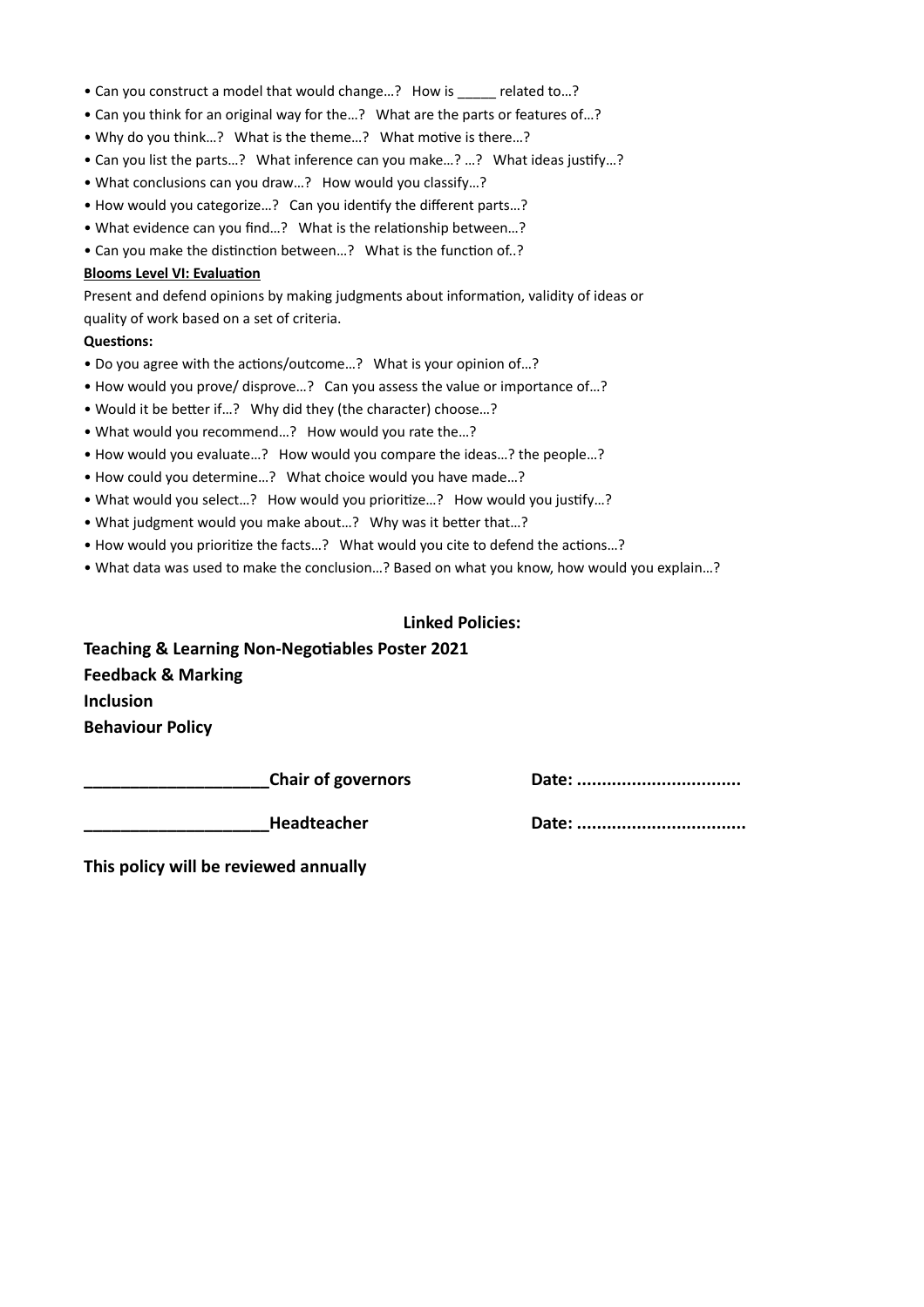- Can you construct a model that would change…? How is _____ related to…?
- Can you think for an original way for the…? What are the parts or features of…?
- Why do you think…? What is the theme…? What motive is there…?
- Can you list the parts…? What inference can you make…? …? What ideas justify…?
- What conclusions can you draw…? How would you classify…?
- How would you categorize…? Can you identify the different parts…?
- What evidence can you find…? What is the relationship between…?
- Can you make the distinction between…? What is the function of..?

**Blooms Level VI: Evaluation**

Present and defend opinions by making judgments about information, validity of ideas or quality of work based on a set of criteria.

**Questions:**

- Do you agree with the actions/outcome…? What is your opinion of…?
- How would you prove/ disprove…? Can you assess the value or importance of…?
- Would it be better if…? Why did they (the character) choose…?
- What would you recommend…? How would you rate the…?
- How would you evaluate…? How would you compare the ideas…? the people…?
- How could you determine…? What choice would you have made…?
- What would you select…? How would you prioritize…? How would you justify…?
- What judgment would you make about…? Why was it better that…?
- How would you prioritize the facts…? What would you cite to defend the actions…?
- What data was used to make the conclusion…? Based on what you know, how would you explain…?

**Linked Policies:**

**Teaching & Learning Non-Negotiables Poster 2021**

**Feedback & Marking**

**Inclusion**

**Behaviour Policy**

**____________________Chair of governors** **Date: ................................**

**____________________Headteacher** **Date: .................................**

**This policy will be reviewed annually**